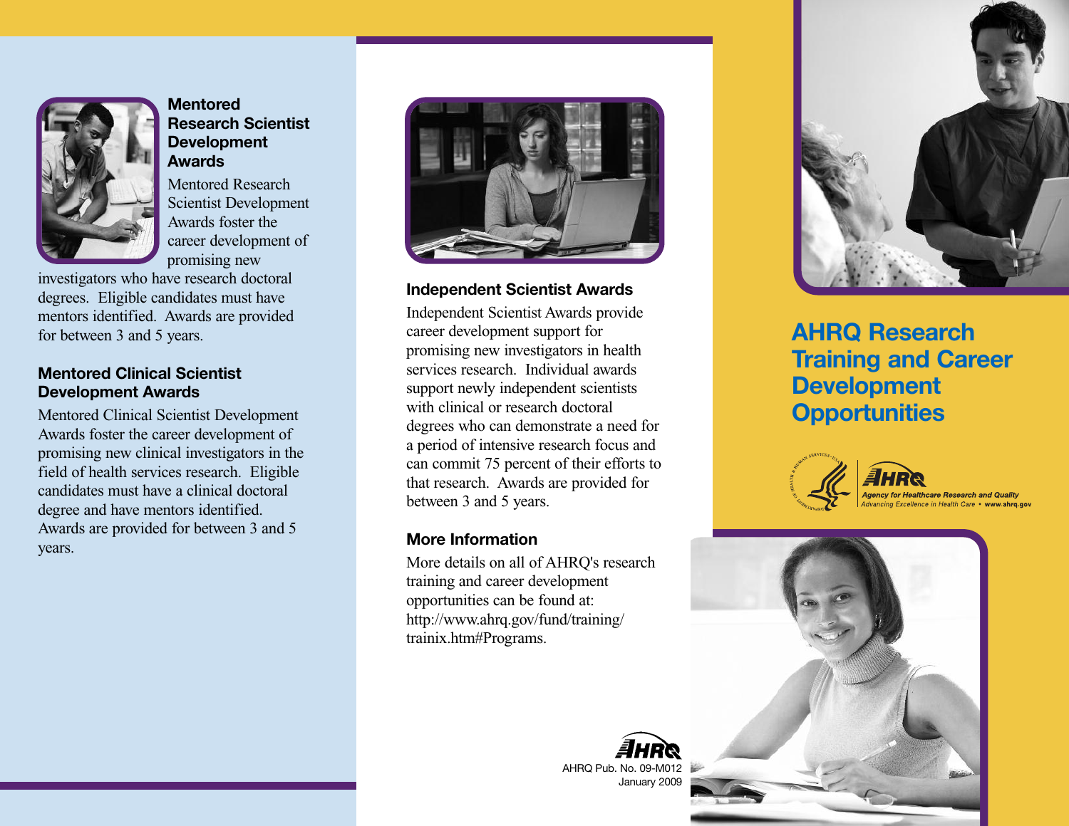## Mentored Research Scientist Development Awards

Mentored Research Scientist Development Awards foster the career development of promising new investigators who have research doctoral degrees. Eligible candidates must have mentors identified. Awards are provided for between 3 and 5 years.

## Mentored Clinical Scientist Development Awards

Mentored Clinical Scientist Development Awards foster the career development of promising new clinical investigators in the field of health services research. Eligible candidates must have a clinical doctoral degree and have mentors identified. Awards are provided for between 3 and 5 years.

## Independent Scientist Awards

Independent Scientist Awards provide career development support for promising new investigators in health services research. Individual awards support newly independent scientists with clinical or research doctoral degrees who can demonstrate a need for a period of intensive research focus and can commit 75 percent of their efforts to that research. Awards are provided for between 3 and 5 years.

## More Information

More details on all of AHRQ's research training and career development opportunities can be found at: http://www.ahrq.gov/fund/training/trainix.htm#Programs.

AHRQ

AHRQ Pub. No. 09-M012
January 2009

# AHRQ Research Training and Career Development Opportunities

AHRQ
Agency for Healthcare Research and Quality
Advancing Excellence in Health Care • www.ahrq.gov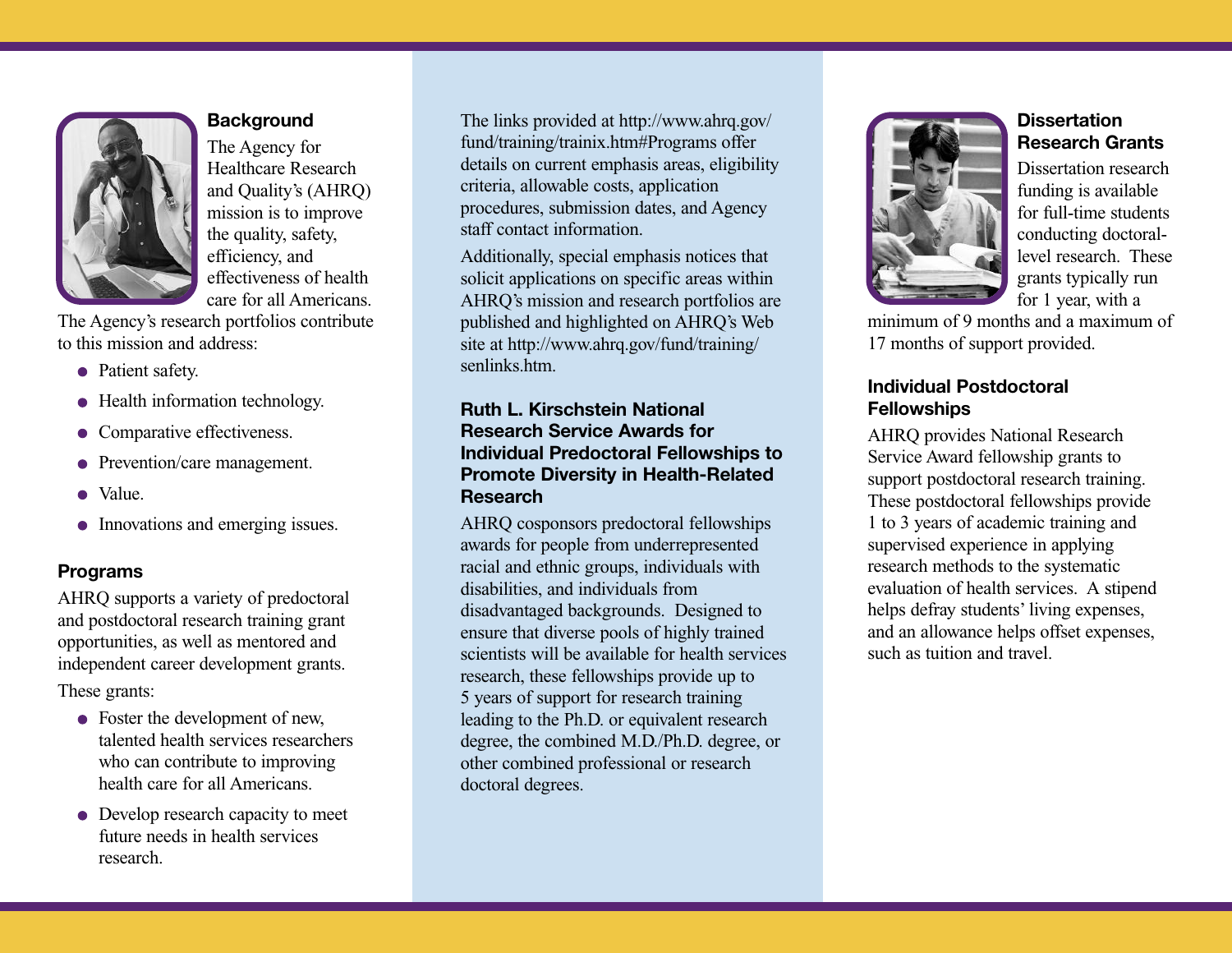## Background

The Agency for Healthcare Research and Quality's (AHRQ) mission is to improve the quality, safety, efficiency, and effectiveness of health care for all Americans. The Agency's research portfolios contribute to this mission and address:

- Patient safety.
- Health information technology.
- Comparative effectiveness.
- Prevention/care management.
- Value.
- Innovations and emerging issues.

## Programs

AHRQ supports a variety of predoctoral and postdoctoral research training grant opportunities, as well as mentored and independent career development grants.

These grants:

- Foster the development of new, talented health services researchers who can contribute to improving health care for all Americans.
- Develop research capacity to meet future needs in health services research.

The links provided at http://www.ahrq.gov/fund/training/trainix.htm#Programs offer details on current emphasis areas, eligibility criteria, allowable costs, application procedures, submission dates, and Agency staff contact information.

Additionally, special emphasis notices that solicit applications on specific areas within AHRQ's mission and research portfolios are published and highlighted on AHRQ's Web site at http://www.ahrq.gov/fund/training/senlinks.htm.

## Ruth L. Kirschstein National Research Service Awards for Individual Predoctoral Fellowships to Promote Diversity in Health-Related Research

AHRQ cosponsors predoctoral fellowships awards for people from underrepresented racial and ethnic groups, individuals with disabilities, and individuals from disadvantaged backgrounds. Designed to ensure that diverse pools of highly trained scientists will be available for health services research, these fellowships provide up to 5 years of support for research training leading to the Ph.D. or equivalent research degree, the combined M.D./Ph.D. degree, or other combined professional or research doctoral degrees.

## Dissertation Research Grants

Dissertation research funding is available for full-time students conducting doctoral-level research. These grants typically run for 1 year, with a minimum of 9 months and a maximum of 17 months of support provided.

## Individual Postdoctoral Fellowships

AHRQ provides National Research Service Award fellowship grants to support postdoctoral research training. These postdoctoral fellowships provide 1 to 3 years of academic training and supervised experience in applying research methods to the systematic evaluation of health services. A stipend helps defray students' living expenses, and an allowance helps offset expenses, such as tuition and travel.